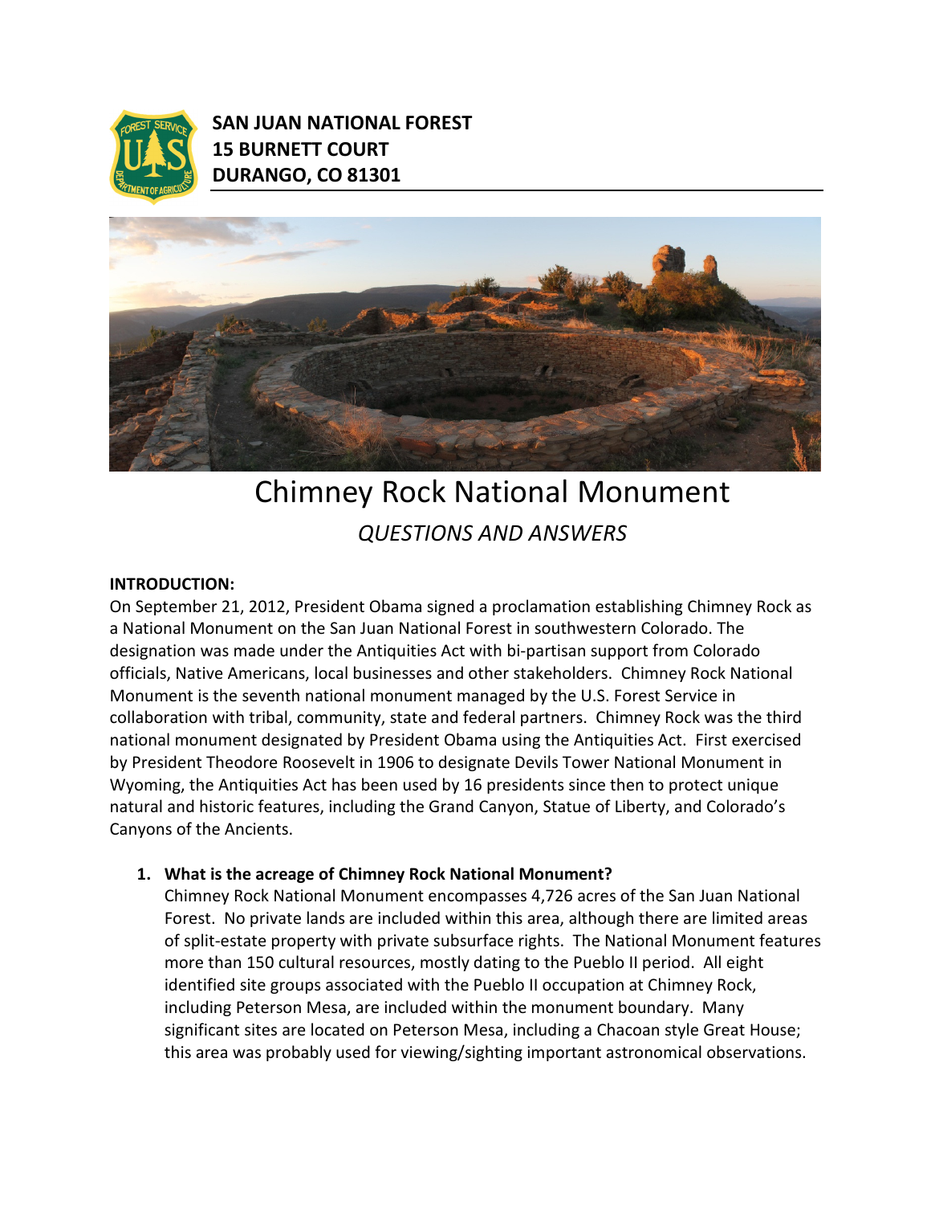**SAN JUAN NATIONAL FOREST**
**15 BURNETT COURT**
**DURANGO, CO 81301**

# Chimney Rock National Monument

*QUESTIONS AND ANSWERS*

**INTRODUCTION:**

On September 21, 2012, President Obama signed a proclamation establishing Chimney Rock as a National Monument on the San Juan National Forest in southwestern Colorado. The designation was made under the Antiquities Act with bi-partisan support from Colorado officials, Native Americans, local businesses and other stakeholders. Chimney Rock National Monument is the seventh national monument managed by the U.S. Forest Service in collaboration with tribal, community, state and federal partners. Chimney Rock was the third national monument designated by President Obama using the Antiquities Act. First exercised by President Theodore Roosevelt in 1906 to designate Devils Tower National Monument in Wyoming, the Antiquities Act has been used by 16 presidents since then to protect unique natural and historic features, including the Grand Canyon, Statue of Liberty, and Colorado's Canyons of the Ancients.

1. **What is the acreage of Chimney Rock National Monument?**
   Chimney Rock National Monument encompasses 4,726 acres of the San Juan National Forest. No private lands are included within this area, although there are limited areas of split-estate property with private subsurface rights. The National Monument features more than 150 cultural resources, mostly dating to the Pueblo II period. All eight identified site groups associated with the Pueblo II occupation at Chimney Rock, including Peterson Mesa, are included within the monument boundary. Many significant sites are located on Peterson Mesa, including a Chacoan style Great House; this area was probably used for viewing/sighting important astronomical observations.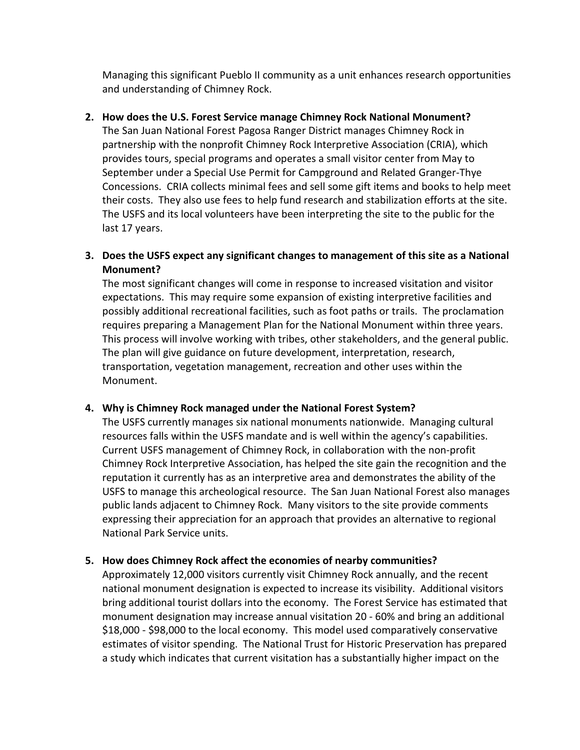Managing this significant Pueblo II community as a unit enhances research opportunities and understanding of Chimney Rock.

2. **How does the U.S. Forest Service manage Chimney Rock National Monument?**
   The San Juan National Forest Pagosa Ranger District manages Chimney Rock in partnership with the nonprofit Chimney Rock Interpretive Association (CRIA), which provides tours, special programs and operates a small visitor center from May to September under a Special Use Permit for Campground and Related Granger-Thye Concessions. CRIA collects minimal fees and sell some gift items and books to help meet their costs. They also use fees to help fund research and stabilization efforts at the site. The USFS and its local volunteers have been interpreting the site to the public for the last 17 years.

3. **Does the USFS expect any significant changes to management of this site as a National Monument?**
   The most significant changes will come in response to increased visitation and visitor expectations. This may require some expansion of existing interpretive facilities and possibly additional recreational facilities, such as foot paths or trails. The proclamation requires preparing a Management Plan for the National Monument within three years. This process will involve working with tribes, other stakeholders, and the general public. The plan will give guidance on future development, interpretation, research, transportation, vegetation management, recreation and other uses within the Monument.

4. **Why is Chimney Rock managed under the National Forest System?**
   The USFS currently manages six national monuments nationwide. Managing cultural resources falls within the USFS mandate and is well within the agency's capabilities. Current USFS management of Chimney Rock, in collaboration with the non-profit Chimney Rock Interpretive Association, has helped the site gain the recognition and the reputation it currently has as an interpretive area and demonstrates the ability of the USFS to manage this archeological resource. The San Juan National Forest also manages public lands adjacent to Chimney Rock. Many visitors to the site provide comments expressing their appreciation for an approach that provides an alternative to regional National Park Service units.

5. **How does Chimney Rock affect the economies of nearby communities?**
   Approximately 12,000 visitors currently visit Chimney Rock annually, and the recent national monument designation is expected to increase its visibility. Additional visitors bring additional tourist dollars into the economy. The Forest Service has estimated that monument designation may increase annual visitation 20 - 60% and bring an additional $18,000 - $98,000 to the local economy. This model used comparatively conservative estimates of visitor spending. The National Trust for Historic Preservation has prepared a study which indicates that current visitation has a substantially higher impact on the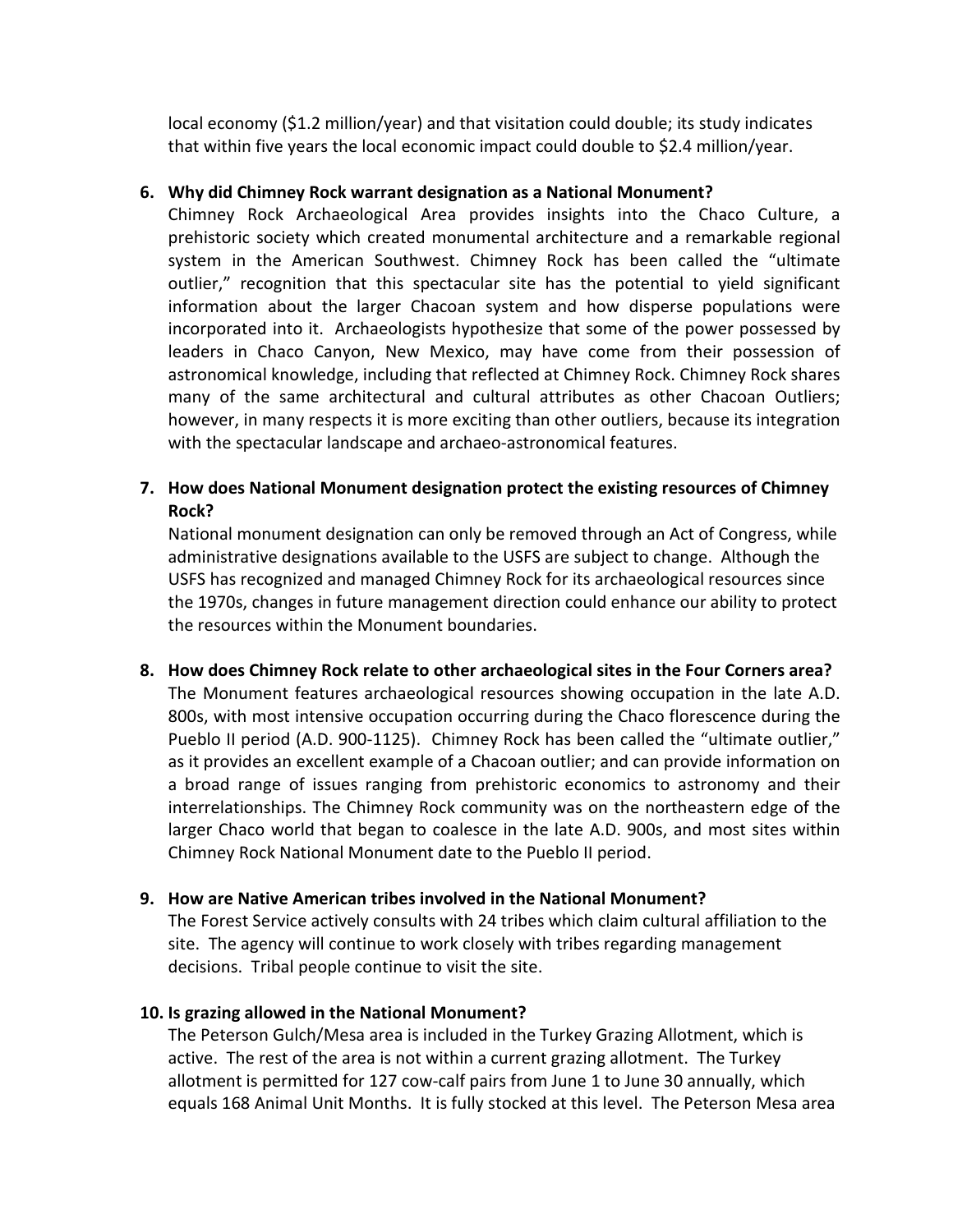local economy ($1.2 million/year) and that visitation could double; its study indicates that within five years the local economic impact could double to $2.4 million/year.

6. **Why did Chimney Rock warrant designation as a National Monument?**
   Chimney Rock Archaeological Area provides insights into the Chaco Culture, a prehistoric society which created monumental architecture and a remarkable regional system in the American Southwest. Chimney Rock has been called the "ultimate outlier," recognition that this spectacular site has the potential to yield significant information about the larger Chacoan system and how disperse populations were incorporated into it. Archaeologists hypothesize that some of the power possessed by leaders in Chaco Canyon, New Mexico, may have come from their possession of astronomical knowledge, including that reflected at Chimney Rock. Chimney Rock shares many of the same architectural and cultural attributes as other Chacoan Outliers; however, in many respects it is more exciting than other outliers, because its integration with the spectacular landscape and archaeo-astronomical features.

7. **How does National Monument designation protect the existing resources of Chimney Rock?**
   National monument designation can only be removed through an Act of Congress, while administrative designations available to the USFS are subject to change. Although the USFS has recognized and managed Chimney Rock for its archaeological resources since the 1970s, changes in future management direction could enhance our ability to protect the resources within the Monument boundaries.

8. **How does Chimney Rock relate to other archaeological sites in the Four Corners area?**
   The Monument features archaeological resources showing occupation in the late A.D. 800s, with most intensive occupation occurring during the Chaco florescence during the Pueblo II period (A.D. 900-1125). Chimney Rock has been called the "ultimate outlier," as it provides an excellent example of a Chacoan outlier; and can provide information on a broad range of issues ranging from prehistoric economics to astronomy and their interrelationships. The Chimney Rock community was on the northeastern edge of the larger Chaco world that began to coalesce in the late A.D. 900s, and most sites within Chimney Rock National Monument date to the Pueblo II period.

9. **How are Native American tribes involved in the National Monument?**
   The Forest Service actively consults with 24 tribes which claim cultural affiliation to the site. The agency will continue to work closely with tribes regarding management decisions. Tribal people continue to visit the site.

10. **Is grazing allowed in the National Monument?**
    The Peterson Gulch/Mesa area is included in the Turkey Grazing Allotment, which is active. The rest of the area is not within a current grazing allotment. The Turkey allotment is permitted for 127 cow-calf pairs from June 1 to June 30 annually, which equals 168 Animal Unit Months. It is fully stocked at this level. The Peterson Mesa area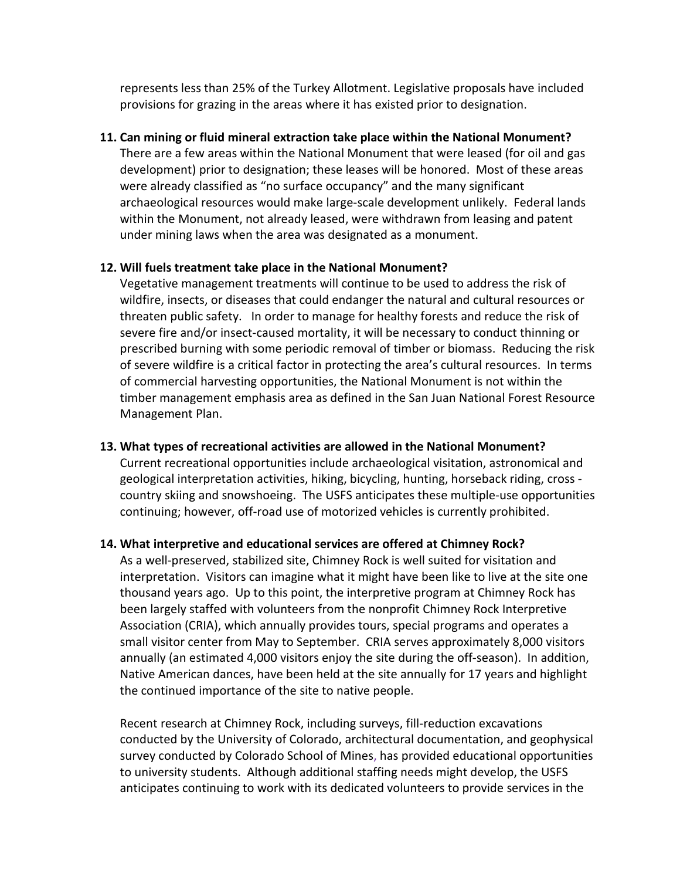represents less than 25% of the Turkey Allotment. Legislative proposals have included provisions for grazing in the areas where it has existed prior to designation.

11. **Can mining or fluid mineral extraction take place within the National Monument?**
    There are a few areas within the National Monument that were leased (for oil and gas development) prior to designation; these leases will be honored. Most of these areas were already classified as "no surface occupancy" and the many significant archaeological resources would make large-scale development unlikely. Federal lands within the Monument, not already leased, were withdrawn from leasing and patent under mining laws when the area was designated as a monument.

12. **Will fuels treatment take place in the National Monument?**
    Vegetative management treatments will continue to be used to address the risk of wildfire, insects, or diseases that could endanger the natural and cultural resources or threaten public safety. In order to manage for healthy forests and reduce the risk of severe fire and/or insect-caused mortality, it will be necessary to conduct thinning or prescribed burning with some periodic removal of timber or biomass. Reducing the risk of severe wildfire is a critical factor in protecting the area's cultural resources. In terms of commercial harvesting opportunities, the National Monument is not within the timber management emphasis area as defined in the San Juan National Forest Resource Management Plan.

13. **What types of recreational activities are allowed in the National Monument?**
    Current recreational opportunities include archaeological visitation, astronomical and geological interpretation activities, hiking, bicycling, hunting, horseback riding, cross - country skiing and snowshoeing. The USFS anticipates these multiple-use opportunities continuing; however, off-road use of motorized vehicles is currently prohibited.

14. **What interpretive and educational services are offered at Chimney Rock?**
    As a well-preserved, stabilized site, Chimney Rock is well suited for visitation and interpretation. Visitors can imagine what it might have been like to live at the site one thousand years ago. Up to this point, the interpretive program at Chimney Rock has been largely staffed with volunteers from the nonprofit Chimney Rock Interpretive Association (CRIA), which annually provides tours, special programs and operates a small visitor center from May to September. CRIA serves approximately 8,000 visitors annually (an estimated 4,000 visitors enjoy the site during the off-season). In addition, Native American dances, have been held at the site annually for 17 years and highlight the continued importance of the site to native people.

    Recent research at Chimney Rock, including surveys, fill-reduction excavations conducted by the University of Colorado, architectural documentation, and geophysical survey conducted by Colorado School of Mines, has provided educational opportunities to university students. Although additional staffing needs might develop, the USFS anticipates continuing to work with its dedicated volunteers to provide services in the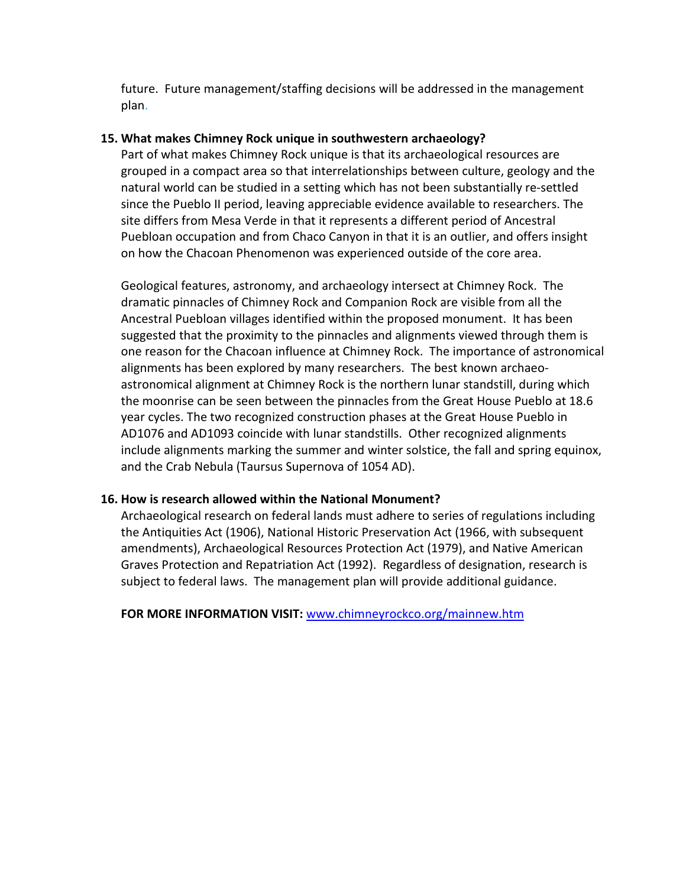future. Future management/staffing decisions will be addressed in the management plan.

**15. What makes Chimney Rock unique in southwestern archaeology?**

Part of what makes Chimney Rock unique is that its archaeological resources are grouped in a compact area so that interrelationships between culture, geology and the natural world can be studied in a setting which has not been substantially re-settled since the Pueblo II period, leaving appreciable evidence available to researchers. The site differs from Mesa Verde in that it represents a different period of Ancestral Puebloan occupation and from Chaco Canyon in that it is an outlier, and offers insight on how the Chacoan Phenomenon was experienced outside of the core area.

Geological features, astronomy, and archaeology intersect at Chimney Rock. The dramatic pinnacles of Chimney Rock and Companion Rock are visible from all the Ancestral Puebloan villages identified within the proposed monument. It has been suggested that the proximity to the pinnacles and alignments viewed through them is one reason for the Chacoan influence at Chimney Rock. The importance of astronomical alignments has been explored by many researchers. The best known archaeo-astronomical alignment at Chimney Rock is the northern lunar standstill, during which the moonrise can be seen between the pinnacles from the Great House Pueblo at 18.6 year cycles. The two recognized construction phases at the Great House Pueblo in AD1076 and AD1093 coincide with lunar standstills. Other recognized alignments include alignments marking the summer and winter solstice, the fall and spring equinox, and the Crab Nebula (Taursus Supernova of 1054 AD).

**16. How is research allowed within the National Monument?**

Archaeological research on federal lands must adhere to series of regulations including the Antiquities Act (1906), National Historic Preservation Act (1966, with subsequent amendments), Archaeological Resources Protection Act (1979), and Native American Graves Protection and Repatriation Act (1992). Regardless of designation, research is subject to federal laws. The management plan will provide additional guidance.

**FOR MORE INFORMATION VISIT:** [www.chimneyrockco.org/mainnew.htm](www.chimneyrockco.org/mainnew.htm)